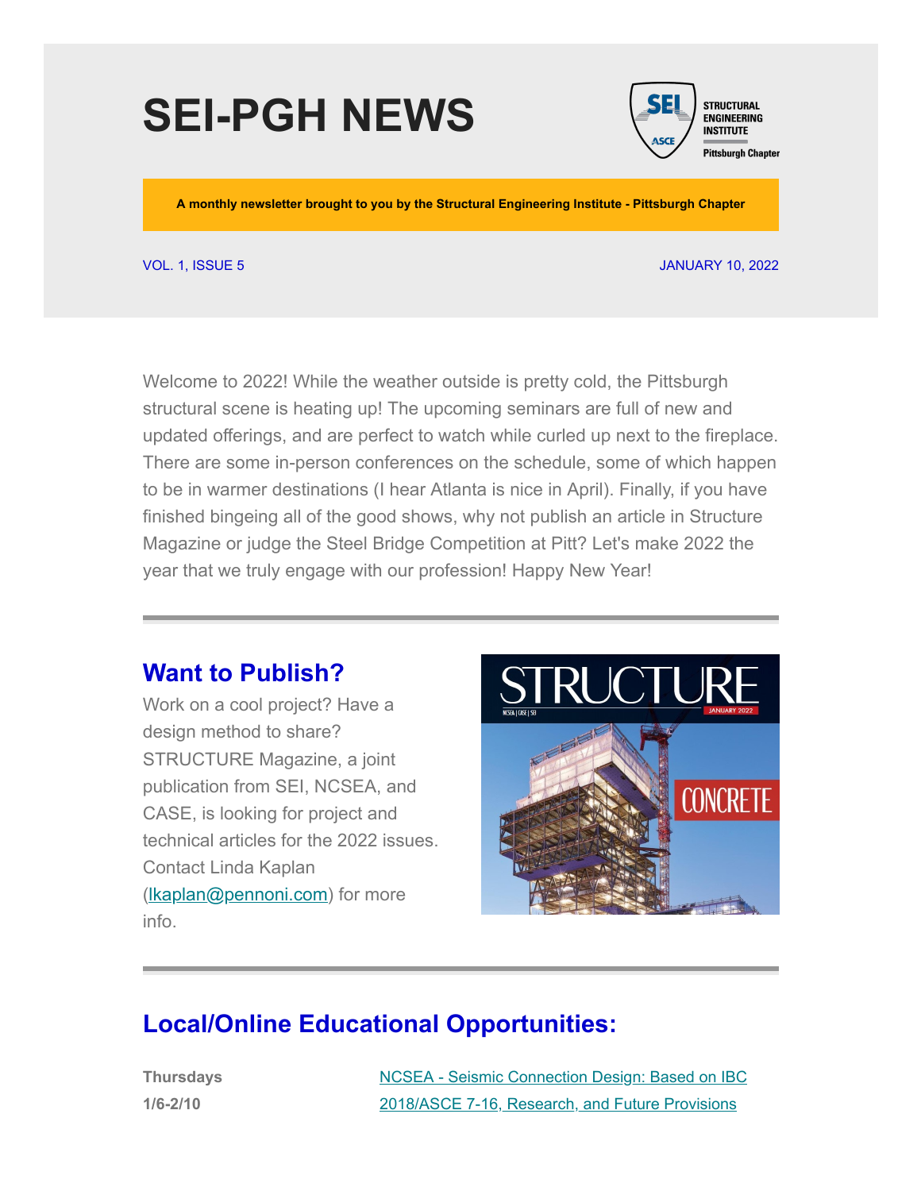# SEI-PGH NEWS

STRUCTURAL ENGINEERING INSTITUTE
Pittsburgh Chapter

**A monthly newsletter brought to you by the Structural Engineering Institute - Pittsburgh Chapter**

VOL. 1, ISSUE 5

JANUARY 10, 2022

Welcome to 2022! While the weather outside is pretty cold, the Pittsburgh structural scene is heating up! The upcoming seminars are full of new and updated offerings, and are perfect to watch while curled up next to the fireplace. There are some in-person conferences on the schedule, some of which happen to be in warmer destinations (I hear Atlanta is nice in April). Finally, if you have finished bingeing all of the good shows, why not publish an article in Structure Magazine or judge the Steel Bridge Competition at Pitt? Let's make 2022 the year that we truly engage with our profession! Happy New Year!

---

## Want to Publish?

Work on a cool project? Have a design method to share? STRUCTURE Magazine, a joint publication from SEI, NCSEA, and CASE, is looking for project and technical articles for the 2022 issues. Contact Linda Kaplan (lkaplan@pennoni.com) for more info.

---

## Local/Online Educational Opportunities:

| | |
|---|---|
| **Thursdays 1/6-2/10** | NCSEA - Seismic Connection Design: Based on IBC 2018/ASCE 7-16, Research, and Future Provisions |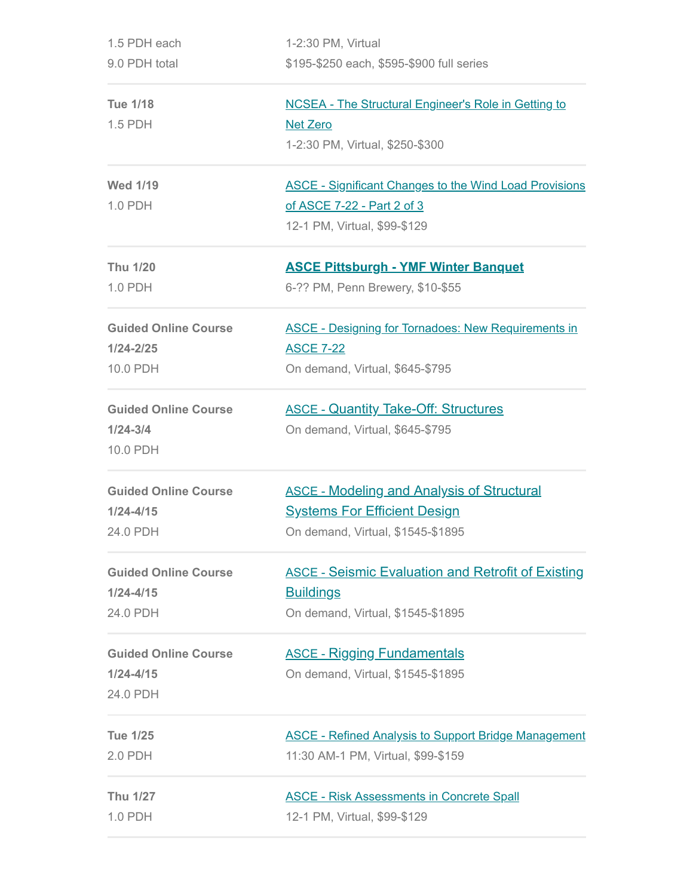| | |
|---|---|
| 1.5 PDH each<br>9.0 PDH total | 1-2:30 PM, Virtual<br>$195-$250 each, $595-$900 full series |
| **Tue 1/18**<br>1.5 PDH | NCSEA - The Structural Engineer's Role in Getting to Net Zero<br>1-2:30 PM, Virtual, $250-$300 |
| **Wed 1/19**<br>1.0 PDH | ASCE - Significant Changes to the Wind Load Provisions of ASCE 7-22 - Part 2 of 3<br>12-1 PM, Virtual, $99-$129 |
| **Thu 1/20**<br>1.0 PDH | **ASCE Pittsburgh - YMF Winter Banquet**<br>6-?? PM, Penn Brewery, $10-$55 |
| **Guided Online Course**<br>**1/24-2/25**<br>10.0 PDH | ASCE - Designing for Tornadoes: New Requirements in ASCE 7-22<br>On demand, Virtual, $645-$795 |
| **Guided Online Course**<br>**1/24-3/4**<br>10.0 PDH | ASCE - Quantity Take-Off: Structures<br>On demand, Virtual, $645-$795 |
| **Guided Online Course**<br>**1/24-4/15**<br>24.0 PDH | ASCE - Modeling and Analysis of Structural Systems For Efficient Design<br>On demand, Virtual, $1545-$1895 |
| **Guided Online Course**<br>**1/24-4/15**<br>24.0 PDH | ASCE - Seismic Evaluation and Retrofit of Existing Buildings<br>On demand, Virtual, $1545-$1895 |
| **Guided Online Course**<br>**1/24-4/15**<br>24.0 PDH | ASCE - Rigging Fundamentals<br>On demand, Virtual, $1545-$1895 |
| **Tue 1/25**<br>2.0 PDH | ASCE - Refined Analysis to Support Bridge Management<br>11:30 AM-1 PM, Virtual, $99-$159 |
| **Thu 1/27**<br>1.0 PDH | ASCE - Risk Assessments in Concrete Spall<br>12-1 PM, Virtual, $99-$129 |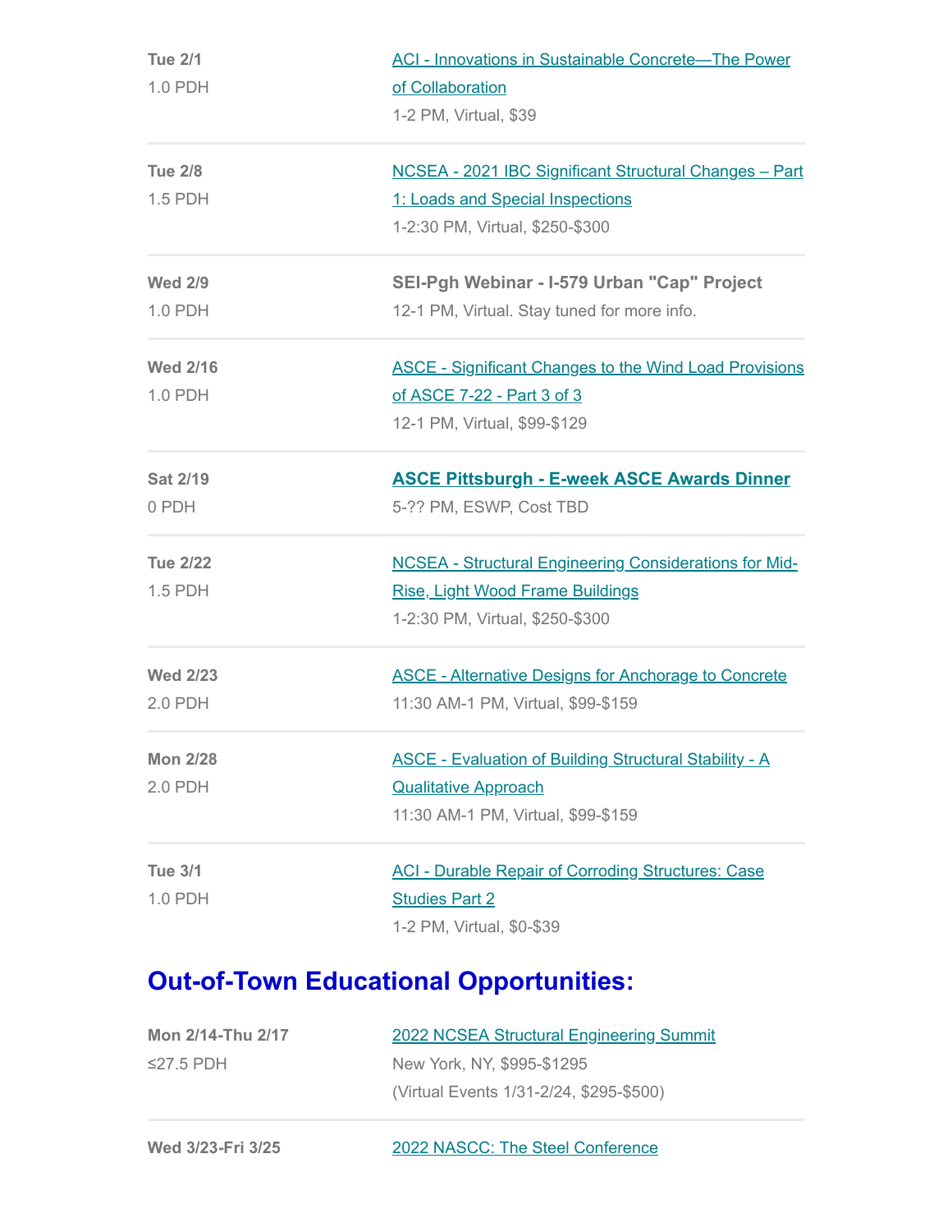| | |
|---|---|
| **Tue 2/1**<br>1.0 PDH | ACI - Innovations in Sustainable Concrete—The Power of Collaboration<br>1-2 PM, Virtual, $39 |
| **Tue 2/8**<br>1.5 PDH | NCSEA - 2021 IBC Significant Structural Changes – Part 1: Loads and Special Inspections<br>1-2:30 PM, Virtual, $250-$300 |
| **Wed 2/9**<br>1.0 PDH | **SEI-Pgh Webinar - I-579 Urban "Cap" Project**<br>12-1 PM, Virtual. Stay tuned for more info. |
| **Wed 2/16**<br>1.0 PDH | ASCE - Significant Changes to the Wind Load Provisions of ASCE 7-22 - Part 3 of 3<br>12-1 PM, Virtual, $99-$129 |
| **Sat 2/19**<br>0 PDH | **ASCE Pittsburgh - E-week ASCE Awards Dinner**<br>5-?? PM, ESWP, Cost TBD |
| **Tue 2/22**<br>1.5 PDH | NCSEA - Structural Engineering Considerations for Mid-Rise, Light Wood Frame Buildings<br>1-2:30 PM, Virtual, $250-$300 |
| **Wed 2/23**<br>2.0 PDH | ASCE - Alternative Designs for Anchorage to Concrete<br>11:30 AM-1 PM, Virtual, $99-$159 |
| **Mon 2/28**<br>2.0 PDH | ASCE - Evaluation of Building Structural Stability - A Qualitative Approach<br>11:30 AM-1 PM, Virtual, $99-$159 |
| **Tue 3/1**<br>1.0 PDH | ACI - Durable Repair of Corroding Structures: Case Studies Part 2<br>1-2 PM, Virtual, $0-$39 |

## Out-of-Town Educational Opportunities:

| | |
|---|---|
| **Mon 2/14-Thu 2/17**<br>≤27.5 PDH | 2022 NCSEA Structural Engineering Summit<br>New York, NY, $995-$1295<br>(Virtual Events 1/31-2/24, $295-$500) |
| **Wed 3/23-Fri 3/25** | 2022 NASCC: The Steel Conference |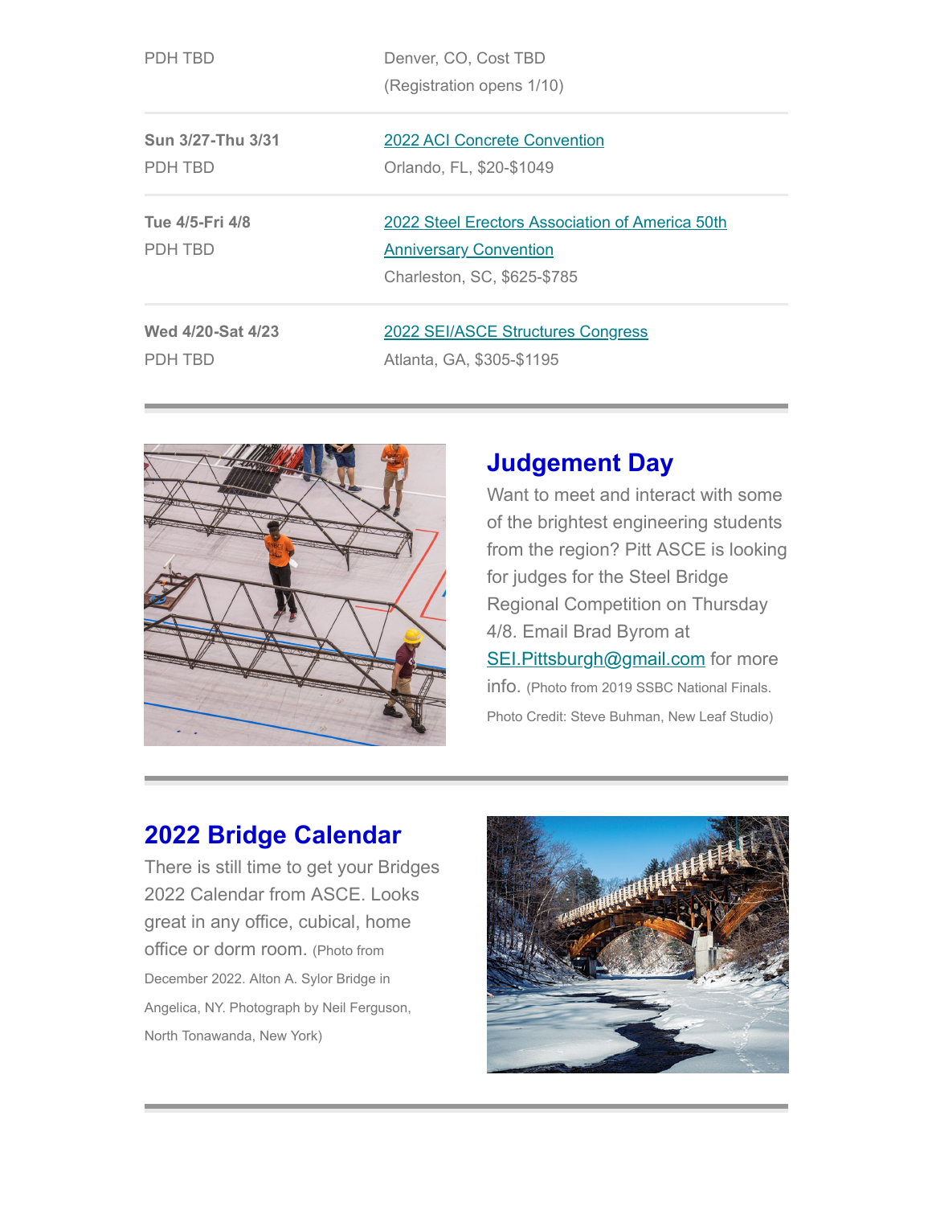| | |
|---|---|
| PDH TBD | Denver, CO, Cost TBD<br>(Registration opens 1/10) |
| **Sun 3/27-Thu 3/31**<br>PDH TBD | 2022 ACI Concrete Convention<br>Orlando, FL, $20-$1049 |
| **Tue 4/5-Fri 4/8**<br>PDH TBD | 2022 Steel Erectors Association of America 50th Anniversary Convention<br>Charleston, SC, $625-$785 |
| **Wed 4/20-Sat 4/23**<br>PDH TBD | 2022 SEI/ASCE Structures Congress<br>Atlanta, GA, $305-$1195 |

## Judgement Day

Want to meet and interact with some of the brightest engineering students from the region? Pitt ASCE is looking for judges for the Steel Bridge Regional Competition on Thursday 4/8. Email Brad Byrom at SEI.Pittsburgh@gmail.com for more info. (Photo from 2019 SSBC National Finals. Photo Credit: Steve Buhman, New Leaf Studio)

## 2022 Bridge Calendar

There is still time to get your Bridges 2022 Calendar from ASCE. Looks great in any office, cubical, home office or dorm room. (Photo from December 2022. Alton A. Sylor Bridge in Angelica, NY. Photograph by Neil Ferguson, North Tonawanda, New York)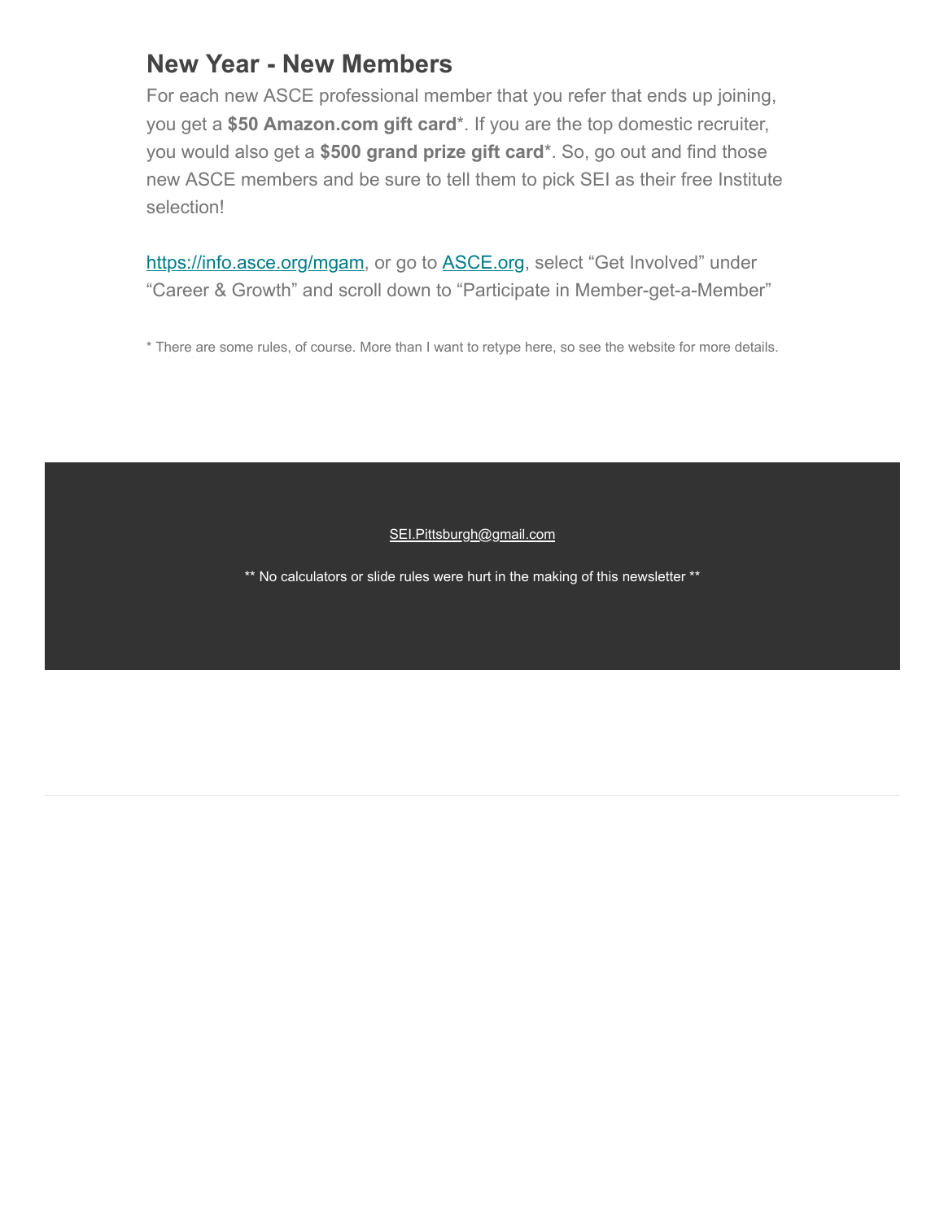## New Year - New Members

For each new ASCE professional member that you refer that ends up joining, you get a **$50 Amazon.com gift card***. If you are the top domestic recruiter, you would also get a **$500 grand prize gift card***. So, go out and find those new ASCE members and be sure to tell them to pick SEI as their free Institute selection!

[https://info.asce.org/mgam](https://info.asce.org/mgam), or go to [ASCE.org](https://ASCE.org), select "Get Involved" under "Career & Growth" and scroll down to "Participate in Member-get-a-Member"

* There are some rules, of course. More than I want to retype here, so see the website for more details.

SEI.Pittsburgh@gmail.com

** No calculators or slide rules were hurt in the making of this newsletter **